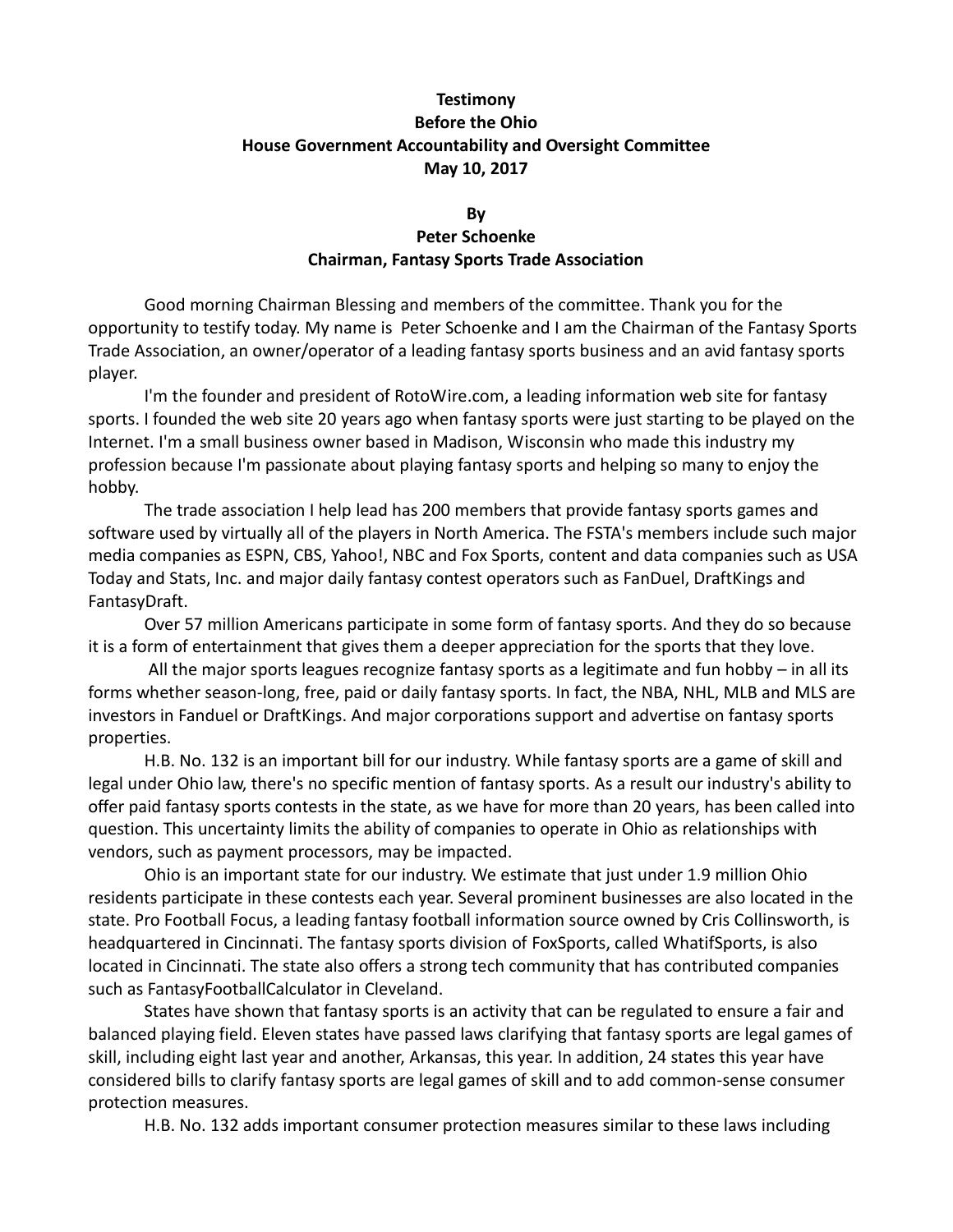**Testimony**
**Before the Ohio**
**House Government Accountability and Oversight Committee**
**May 10, 2017**

**By**
**Peter Schoenke**
**Chairman, Fantasy Sports Trade Association**

Good morning Chairman Blessing and members of the committee. Thank you for the opportunity to testify today. My name is Peter Schoenke and I am the Chairman of the Fantasy Sports Trade Association, an owner/operator of a leading fantasy sports business and an avid fantasy sports player.

I'm the founder and president of RotoWire.com, a leading information web site for fantasy sports. I founded the web site 20 years ago when fantasy sports were just starting to be played on the Internet. I'm a small business owner based in Madison, Wisconsin who made this industry my profession because I'm passionate about playing fantasy sports and helping so many to enjoy the hobby.

The trade association I help lead has 200 members that provide fantasy sports games and software used by virtually all of the players in North America. The FSTA's members include such major media companies as ESPN, CBS, Yahoo!, NBC and Fox Sports, content and data companies such as USA Today and Stats, Inc. and major daily fantasy contest operators such as FanDuel, DraftKings and FantasyDraft.

Over 57 million Americans participate in some form of fantasy sports. And they do so because it is a form of entertainment that gives them a deeper appreciation for the sports that they love.

All the major sports leagues recognize fantasy sports as a legitimate and fun hobby – in all its forms whether season-long, free, paid or daily fantasy sports. In fact, the NBA, NHL, MLB and MLS are investors in Fanduel or DraftKings. And major corporations support and advertise on fantasy sports properties.

H.B. No. 132 is an important bill for our industry. While fantasy sports are a game of skill and legal under Ohio law, there's no specific mention of fantasy sports. As a result our industry's ability to offer paid fantasy sports contests in the state, as we have for more than 20 years, has been called into question. This uncertainty limits the ability of companies to operate in Ohio as relationships with vendors, such as payment processors, may be impacted.

Ohio is an important state for our industry. We estimate that just under 1.9 million Ohio residents participate in these contests each year. Several prominent businesses are also located in the state. Pro Football Focus, a leading fantasy football information source owned by Cris Collinsworth, is headquartered in Cincinnati. The fantasy sports division of FoxSports, called WhatifSports, is also located in Cincinnati. The state also offers a strong tech community that has contributed companies such as FantasyFootballCalculator in Cleveland.

States have shown that fantasy sports is an activity that can be regulated to ensure a fair and balanced playing field. Eleven states have passed laws clarifying that fantasy sports are legal games of skill, including eight last year and another, Arkansas, this year. In addition, 24 states this year have considered bills to clarify fantasy sports are legal games of skill and to add common-sense consumer protection measures.

H.B. No. 132 adds important consumer protection measures similar to these laws including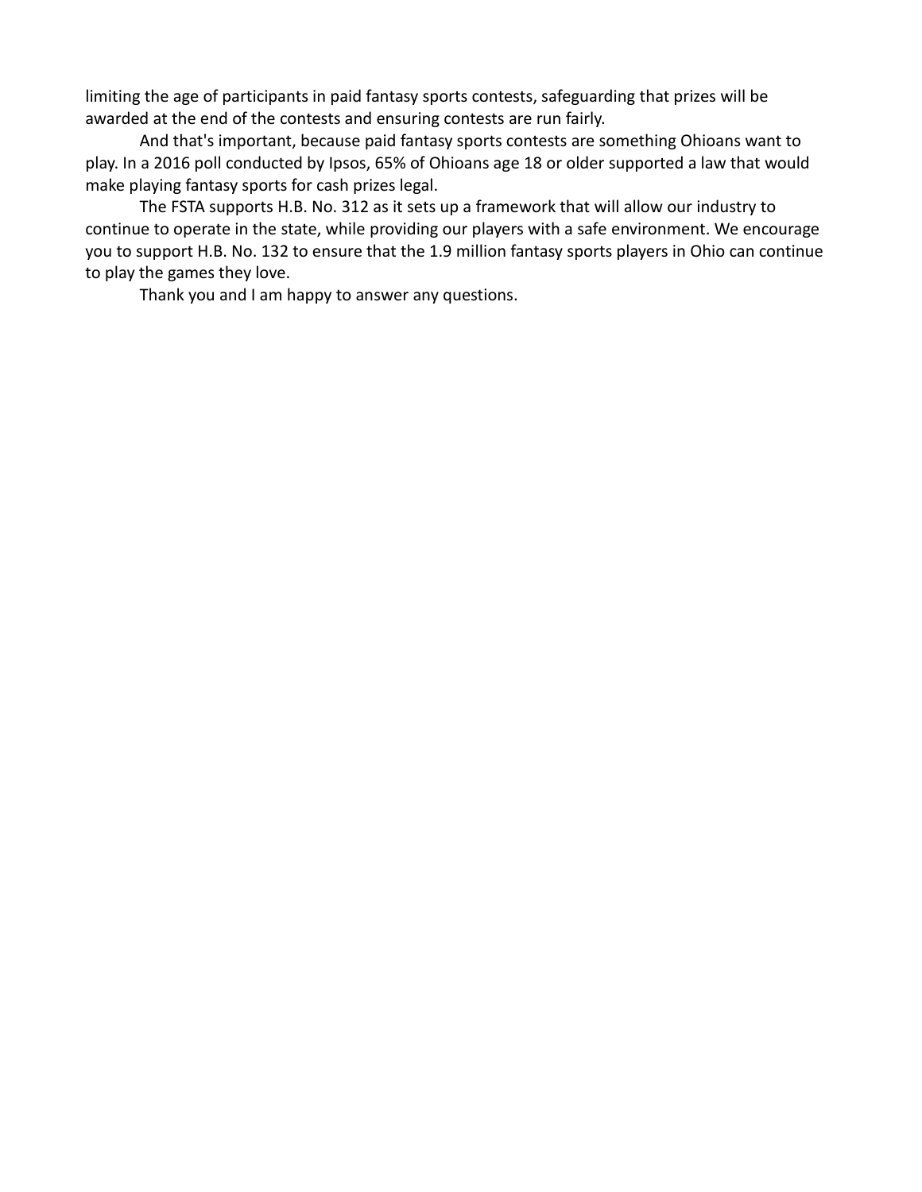limiting the age of participants in paid fantasy sports contests, safeguarding that prizes will be awarded at the end of the contests and ensuring contests are run fairly.

And that's important, because paid fantasy sports contests are something Ohioans want to play. In a 2016 poll conducted by Ipsos, 65% of Ohioans age 18 or older supported a law that would make playing fantasy sports for cash prizes legal.

The FSTA supports H.B. No. 312 as it sets up a framework that will allow our industry to continue to operate in the state, while providing our players with a safe environment. We encourage you to support H.B. No. 132 to ensure that the 1.9 million fantasy sports players in Ohio can continue to play the games they love.

Thank you and I am happy to answer any questions.